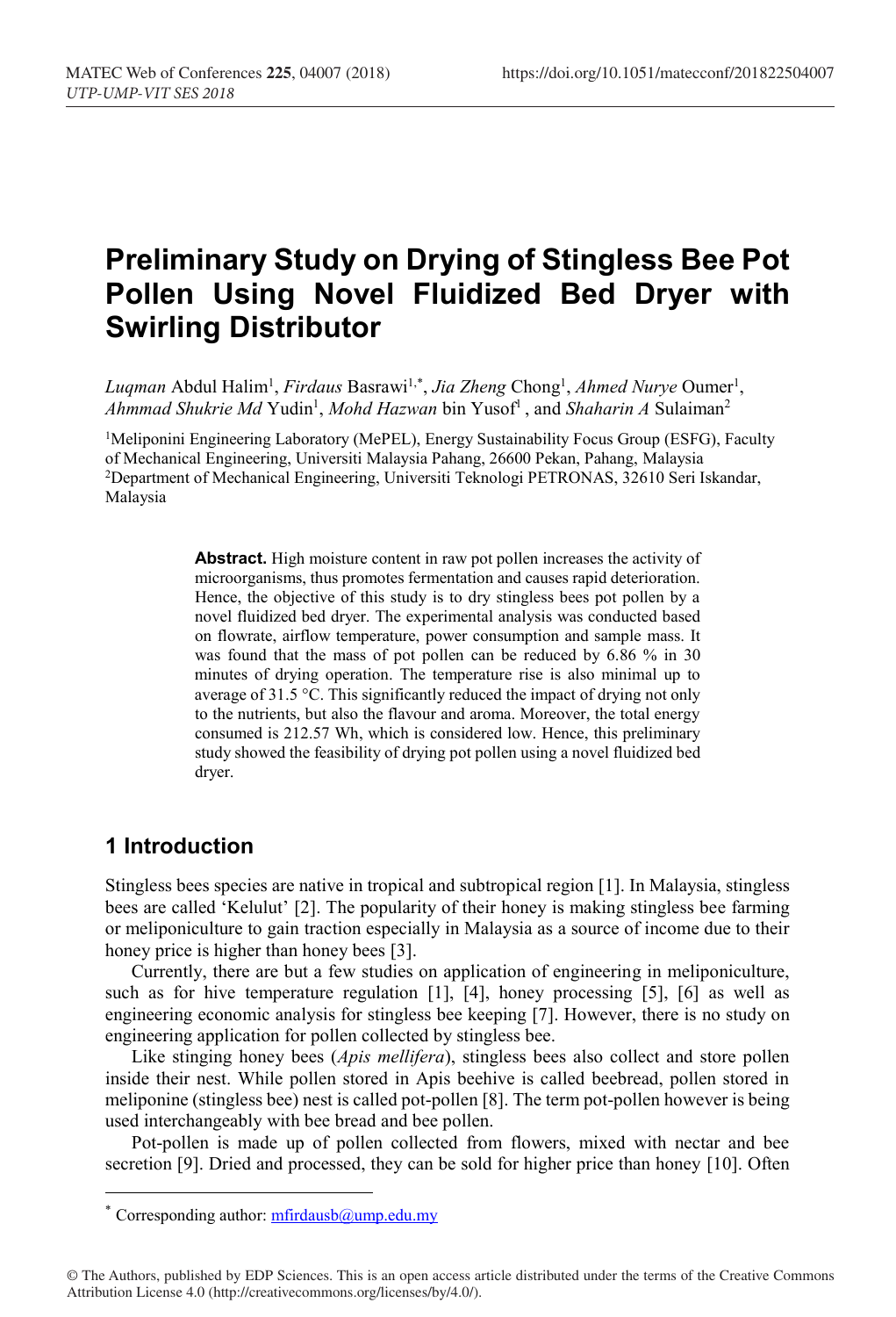# Preliminary Study on Drying of Stingless Bee Pot Pollen Using Novel Fluidized Bed Dryer with Swirling Distributor

*Luqman* Abdul Halim[1], *Firdaus* Basrawi[1,*], *Jia Zheng* Chong[1], *Ahmed Nurye* Oumer[1], *Ahmmad Shukrie Md* Yudin[1], *Mohd Hazwan* bin Yusof[1], and *Shaharin A* Sulaiman[2]

[1]Meliponini Engineering Laboratory (MePEL), Energy Sustainability Focus Group (ESFG), Faculty of Mechanical Engineering, Universiti Malaysia Pahang, 26600 Pekan, Pahang, Malaysia
[2]Department of Mechanical Engineering, Universiti Teknologi PETRONAS, 32610 Seri Iskandar, Malaysia

**Abstract.** High moisture content in raw pot pollen increases the activity of microorganisms, thus promotes fermentation and causes rapid deterioration. Hence, the objective of this study is to dry stingless bees pot pollen by a novel fluidized bed dryer. The experimental analysis was conducted based on flowrate, airflow temperature, power consumption and sample mass. It was found that the mass of pot pollen can be reduced by 6.86 % in 30 minutes of drying operation. The temperature rise is also minimal up to average of 31.5 °C. This significantly reduced the impact of drying not only to the nutrients, but also the flavour and aroma. Moreover, the total energy consumed is 212.57 Wh, which is considered low. Hence, this preliminary study showed the feasibility of drying pot pollen using a novel fluidized bed dryer.

## 1 Introduction

Stingless bees species are native in tropical and subtropical region [1]. In Malaysia, stingless bees are called 'Kelulut' [2]. The popularity of their honey is making stingless bee farming or meliponiculture to gain traction especially in Malaysia as a source of income due to their honey price is higher than honey bees [3].

Currently, there are but a few studies on application of engineering in meliponiculture, such as for hive temperature regulation [1], [4], honey processing [5], [6] as well as engineering economic analysis for stingless bee keeping [7]. However, there is no study on engineering application for pollen collected by stingless bee.

Like stinging honey bees (*Apis mellifera*), stingless bees also collect and store pollen inside their nest. While pollen stored in Apis beehive is called beebread, pollen stored in meliponine (stingless bee) nest is called pot-pollen [8]. The term pot-pollen however is being used interchangeably with bee bread and bee pollen.

Pot-pollen is made up of pollen collected from flowers, mixed with nectar and bee secretion [9]. Dried and processed, they can be sold for higher price than honey [10]. Often

* Corresponding author: mfirdausb@ump.edu.my

© The Authors, published by EDP Sciences. This is an open access article distributed under the terms of the Creative Commons Attribution License 4.0 (http://creativecommons.org/licenses/by/4.0/).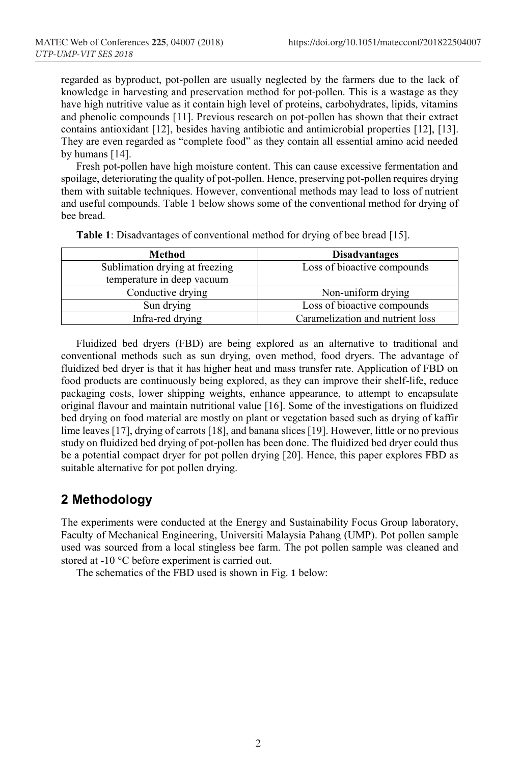regarded as byproduct, pot-pollen are usually neglected by the farmers due to the lack of knowledge in harvesting and preservation method for pot-pollen. This is a wastage as they have high nutritive value as it contain high level of proteins, carbohydrates, lipids, vitamins and phenolic compounds [11]. Previous research on pot-pollen has shown that their extract contains antioxidant [12], besides having antibiotic and antimicrobial properties [12], [13]. They are even regarded as "complete food" as they contain all essential amino acid needed by humans [14].

Fresh pot-pollen have high moisture content. This can cause excessive fermentation and spoilage, deteriorating the quality of pot-pollen. Hence, preserving pot-pollen requires drying them with suitable techniques. However, conventional methods may lead to loss of nutrient and useful compounds. Table 1 below shows some of the conventional method for drying of bee bread.

**Table 1**: Disadvantages of conventional method for drying of bee bread [15].

| Method | Disadvantages |
|---|---|
| Sublimation drying at freezing temperature in deep vacuum | Loss of bioactive compounds |
| Conductive drying | Non-uniform drying |
| Sun drying | Loss of bioactive compounds |
| Infra-red drying | Caramelization and nutrient loss |

Fluidized bed dryers (FBD) are being explored as an alternative to traditional and conventional methods such as sun drying, oven method, food dryers. The advantage of fluidized bed dryer is that it has higher heat and mass transfer rate. Application of FBD on food products are continuously being explored, as they can improve their shelf-life, reduce packaging costs, lower shipping weights, enhance appearance, to attempt to encapsulate original flavour and maintain nutritional value [16]. Some of the investigations on fluidized bed drying on food material are mostly on plant or vegetation based such as drying of kaffir lime leaves [17], drying of carrots [18], and banana slices [19]. However, little or no previous study on fluidized bed drying of pot-pollen has been done. The fluidized bed dryer could thus be a potential compact dryer for pot pollen drying [20]. Hence, this paper explores FBD as suitable alternative for pot pollen drying.

## 2 Methodology

The experiments were conducted at the Energy and Sustainability Focus Group laboratory, Faculty of Mechanical Engineering, Universiti Malaysia Pahang (UMP). Pot pollen sample used was sourced from a local stingless bee farm. The pot pollen sample was cleaned and stored at -10 °C before experiment is carried out.

The schematics of the FBD used is shown in Fig. **1** below: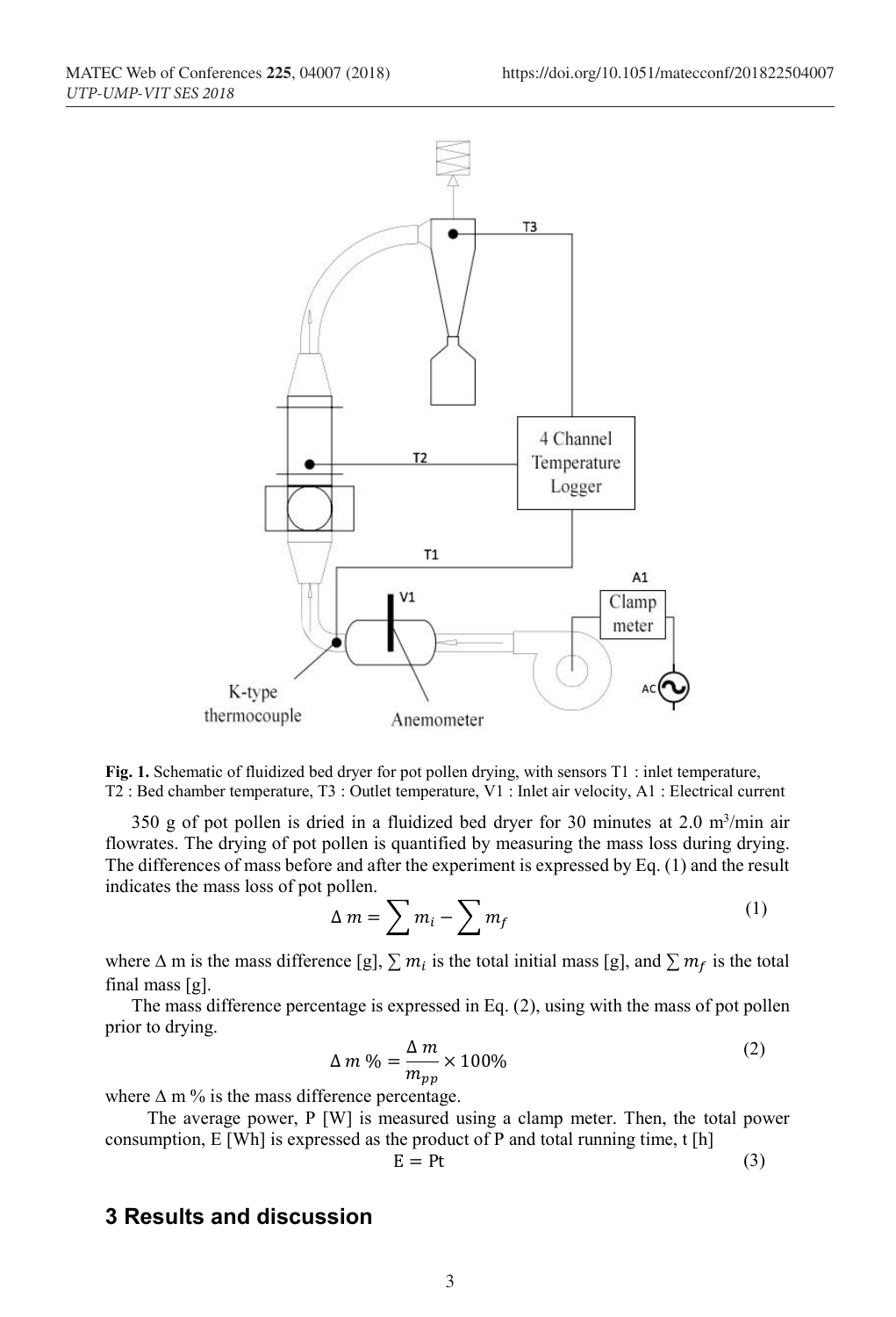**Fig. 1.** Schematic of fluidized bed dryer for pot pollen drying, with sensors T1 : inlet temperature, T2 : Bed chamber temperature, T3 : Outlet temperature, V1 : Inlet air velocity, A1 : Electrical current

350 g of pot pollen is dried in a fluidized bed dryer for 30 minutes at 2.0 $m^3$/min air flowrates. The drying of pot pollen is quantified by measuring the mass loss during drying. The differences of mass before and after the experiment is expressed by Eq. (1) and the result indicates the mass loss of pot pollen.

$$\Delta m = \sum m_i - \sum m_f \tag{1}$$

where $\Delta$ m is the mass difference [g], $\sum m_i$ is the total initial mass [g], and $\sum m_f$ is the total final mass [g].

The mass difference percentage is expressed in Eq. (2), using with the mass of pot pollen prior to drying.

$$\Delta m \,\% = \frac{\Delta m}{m_{pp}} \times 100\% \tag{2}$$

where $\Delta$ m % is the mass difference percentage.

The average power, P [W] is measured using a clamp meter. Then, the total power consumption, E [Wh] is expressed as the product of P and total running time, t [h]

$$\mathrm{E} = \mathrm{Pt} \tag{3}$$

## 3 Results and discussion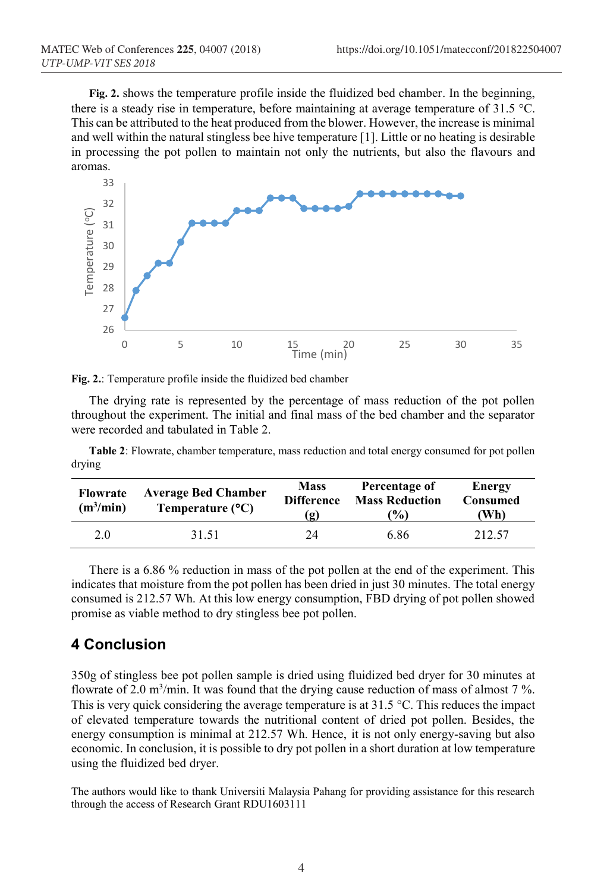**Fig. 2.** shows the temperature profile inside the fluidized bed chamber. In the beginning, there is a steady rise in temperature, before maintaining at average temperature of 31.5 °C. This can be attributed to the heat produced from the blower. However, the increase is minimal and well within the natural stingless bee hive temperature [1]. Little or no heating is desirable in processing the pot pollen to maintain not only the nutrients, but also the flavours and aromas.

33
32
31
30
29
28
27
26
Temperature (ºC)
0
5
10
15
20
25
30
35
Time (min)

**Fig. 2.**: Temperature profile inside the fluidized bed chamber

The drying rate is represented by the percentage of mass reduction of the pot pollen throughout the experiment. The initial and final mass of the bed chamber and the separator were recorded and tabulated in Table 2.

**Table 2**: Flowrate, chamber temperature, mass reduction and total energy consumed for pot pollen drying

| Flowrate ($m^3$/min) | Average Bed Chamber Temperature (°C) | Mass Difference (g) | Percentage of Mass Reduction (%) | Energy Consumed (Wh) |
|---|---|---|---|---|
| 2.0 | 31.51 | 24 | 6.86 | 212.57 |

There is a 6.86 % reduction in mass of the pot pollen at the end of the experiment. This indicates that moisture from the pot pollen has been dried in just 30 minutes. The total energy consumed is 212.57 Wh. At this low energy consumption, FBD drying of pot pollen showed promise as viable method to dry stingless bee pot pollen.

## 4 Conclusion

350g of stingless bee pot pollen sample is dried using fluidized bed dryer for 30 minutes at flowrate of 2.0 $m^3$/min. It was found that the drying cause reduction of mass of almost 7 %. This is very quick considering the average temperature is at 31.5 °C. This reduces the impact of elevated temperature towards the nutritional content of dried pot pollen. Besides, the energy consumption is minimal at 212.57 Wh. Hence, it is not only energy-saving but also economic. In conclusion, it is possible to dry pot pollen in a short duration at low temperature using the fluidized bed dryer.

The authors would like to thank Universiti Malaysia Pahang for providing assistance for this research through the access of Research Grant RDU1603111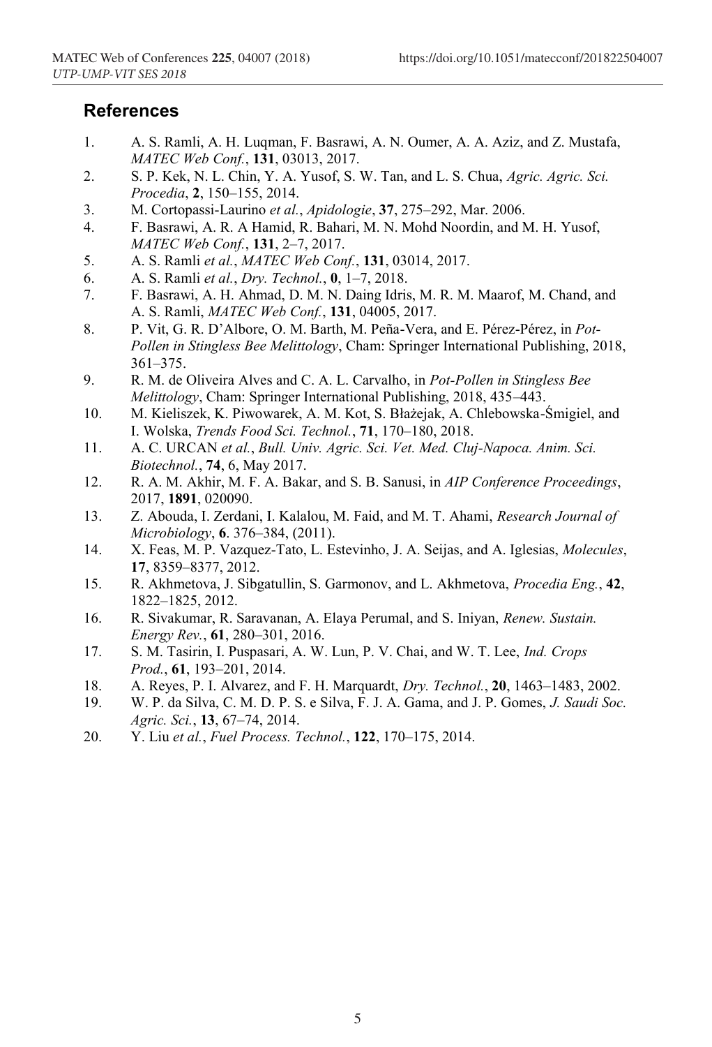## References

1. A. S. Ramli, A. H. Luqman, F. Basrawi, A. N. Oumer, A. A. Aziz, and Z. Mustafa, *MATEC Web Conf.*, **131**, 03013, 2017.
2. S. P. Kek, N. L. Chin, Y. A. Yusof, S. W. Tan, and L. S. Chua, *Agric. Agric. Sci. Procedia*, **2**, 150–155, 2014.
3. M. Cortopassi-Laurino *et al.*, *Apidologie*, **37**, 275–292, Mar. 2006.
4. F. Basrawi, A. R. A Hamid, R. Bahari, M. N. Mohd Noordin, and M. H. Yusof, *MATEC Web Conf.*, **131**, 2–7, 2017.
5. A. S. Ramli *et al.*, *MATEC Web Conf.*, **131**, 03014, 2017.
6. A. S. Ramli *et al.*, *Dry. Technol.*, **0**, 1–7, 2018.
7. F. Basrawi, A. H. Ahmad, D. M. N. Daing Idris, M. R. M. Maarof, M. Chand, and A. S. Ramli, *MATEC Web Conf.*, **131**, 04005, 2017.
8. P. Vit, G. R. D'Albore, O. M. Barth, M. Peña-Vera, and E. Pérez-Pérez, in *Pot-Pollen in Stingless Bee Melittology*, Cham: Springer International Publishing, 2018, 361–375.
9. R. M. de Oliveira Alves and C. A. L. Carvalho, in *Pot-Pollen in Stingless Bee Melittology*, Cham: Springer International Publishing, 2018, 435–443.
10. M. Kieliszek, K. Piwowarek, A. M. Kot, S. Błażejak, A. Chlebowska-Śmigiel, and I. Wolska, *Trends Food Sci. Technol.*, **71**, 170–180, 2018.
11. A. C. URCAN *et al.*, *Bull. Univ. Agric. Sci. Vet. Med. Cluj-Napoca. Anim. Sci. Biotechnol.*, **74**, 6, May 2017.
12. R. A. M. Akhir, M. F. A. Bakar, and S. B. Sanusi, in *AIP Conference Proceedings*, 2017, **1891**, 020090.
13. Z. Abouda, I. Zerdani, I. Kalalou, M. Faid, and M. T. Ahami, *Research Journal of Microbiology*, **6**. 376–384, (2011).
14. X. Feas, M. P. Vazquez-Tato, L. Estevinho, J. A. Seijas, and A. Iglesias, *Molecules*, **17**, 8359–8377, 2012.
15. R. Akhmetova, J. Sibgatullin, S. Garmonov, and L. Akhmetova, *Procedia Eng.*, **42**, 1822–1825, 2012.
16. R. Sivakumar, R. Saravanan, A. Elaya Perumal, and S. Iniyan, *Renew. Sustain. Energy Rev.*, **61**, 280–301, 2016.
17. S. M. Tasirin, I. Puspasari, A. W. Lun, P. V. Chai, and W. T. Lee, *Ind. Crops Prod.*, **61**, 193–201, 2014.
18. A. Reyes, P. I. Alvarez, and F. H. Marquardt, *Dry. Technol.*, **20**, 1463–1483, 2002.
19. W. P. da Silva, C. M. D. P. S. e Silva, F. J. A. Gama, and J. P. Gomes, *J. Saudi Soc. Agric. Sci.*, **13**, 67–74, 2014.
20. Y. Liu *et al.*, *Fuel Process. Technol.*, **122**, 170–175, 2014.